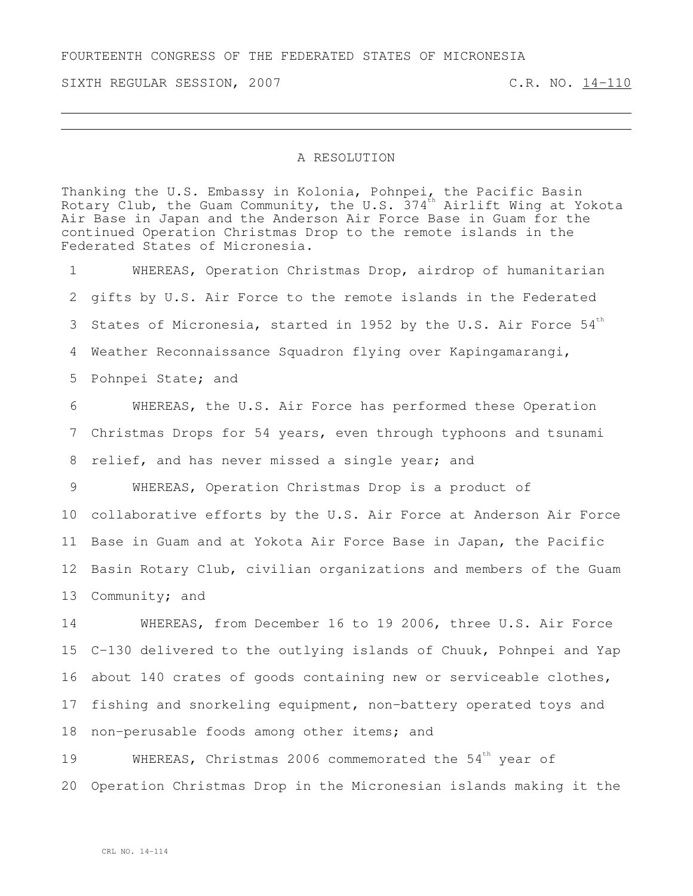FOURTEENTH CONGRESS OF THE FEDERATED STATES OF MICRONESIA

SIXTH REGULAR SESSION, 2007 C.R. NO. 14-110

# A RESOLUTION

Thanking the U.S. Embassy in Kolonia, Pohnpei, the Pacific Basin Rotary Club, the Guam Community, the U.S. 374th Airlift Wing at Yokota Air Base in Japan and the Anderson Air Force Base in Guam for the continued Operation Christmas Drop to the remote islands in the Federated States of Micronesia.

1 WHEREAS, Operation Christmas Drop, airdrop of humanitarian
2 gifts by U.S. Air Force to the remote islands in the Federated
3 States of Micronesia, started in 1952 by the U.S. Air Force 54th
4 Weather Reconnaissance Squadron flying over Kapingamarangi,
5 Pohnpei State; and

6 WHEREAS, the U.S. Air Force has performed these Operation
7 Christmas Drops for 54 years, even through typhoons and tsunami
8 relief, and has never missed a single year; and

9 WHEREAS, Operation Christmas Drop is a product of
10 collaborative efforts by the U.S. Air Force at Anderson Air Force
11 Base in Guam and at Yokota Air Force Base in Japan, the Pacific
12 Basin Rotary Club, civilian organizations and members of the Guam
13 Community; and

14 WHEREAS, from December 16 to 19 2006, three U.S. Air Force
15 C-130 delivered to the outlying islands of Chuuk, Pohnpei and Yap
16 about 140 crates of goods containing new or serviceable clothes,
17 fishing and snorkeling equipment, non-battery operated toys and
18 non-perusable foods among other items; and

19 WHEREAS, Christmas 2006 commemorated the 54th year of
20 Operation Christmas Drop in the Micronesian islands making it the

CRL NO. 14-114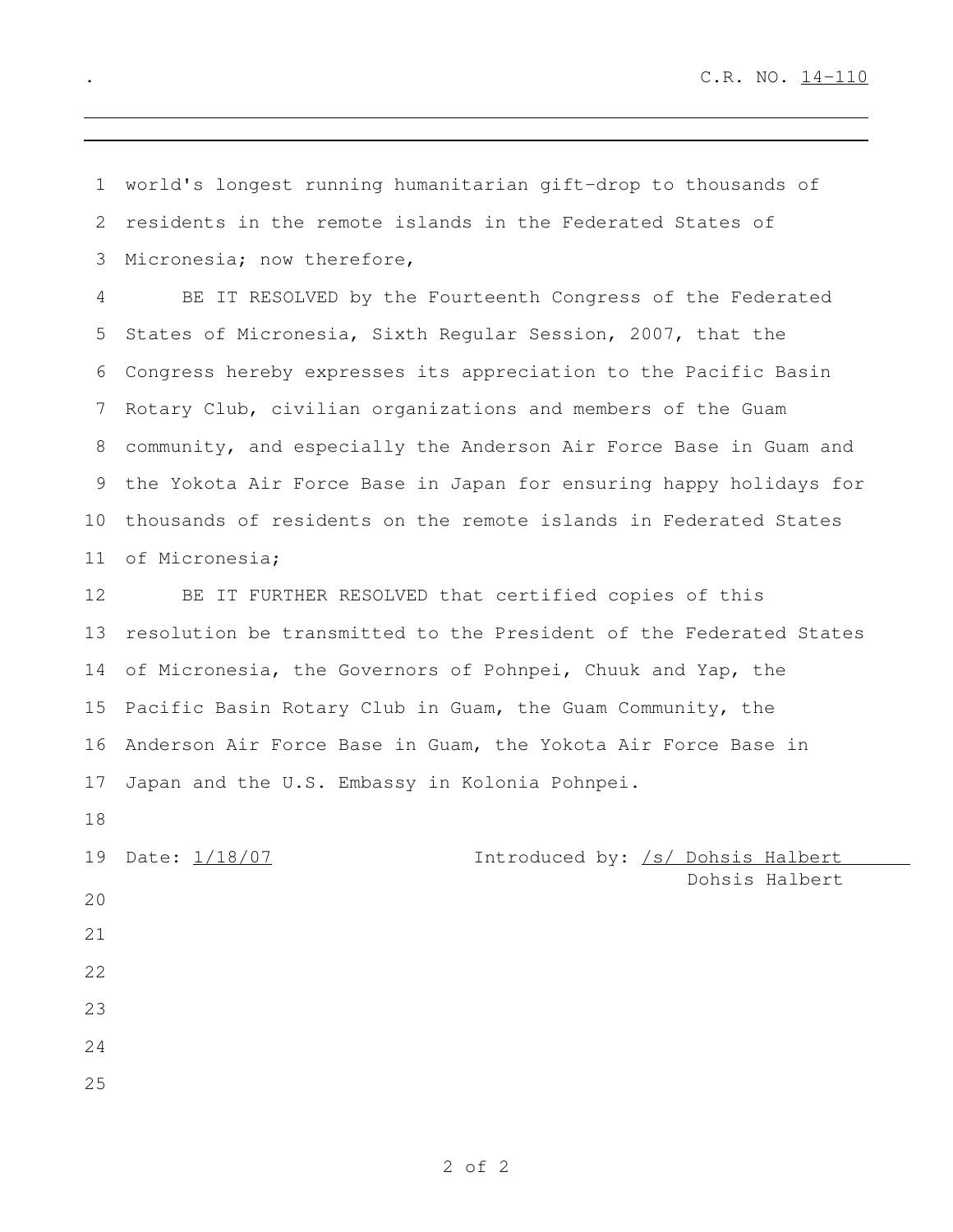C.R. NO. 14-110

world's longest running humanitarian gift-drop to thousands of residents in the remote islands in the Federated States of Micronesia; now therefore,

BE IT RESOLVED by the Fourteenth Congress of the Federated States of Micronesia, Sixth Regular Session, 2007, that the Congress hereby expresses its appreciation to the Pacific Basin Rotary Club, civilian organizations and members of the Guam community, and especially the Anderson Air Force Base in Guam and the Yokota Air Force Base in Japan for ensuring happy holidays for thousands of residents on the remote islands in Federated States of Micronesia;

BE IT FURTHER RESOLVED that certified copies of this resolution be transmitted to the President of the Federated States of Micronesia, the Governors of Pohnpei, Chuuk and Yap, the Pacific Basin Rotary Club in Guam, the Guam Community, the Anderson Air Force Base in Guam, the Yokota Air Force Base in Japan and the U.S. Embassy in Kolonia Pohnpei.

Date: 1/18/07

Introduced by: /s/ Dohsis Halbert
Dohsis Halbert